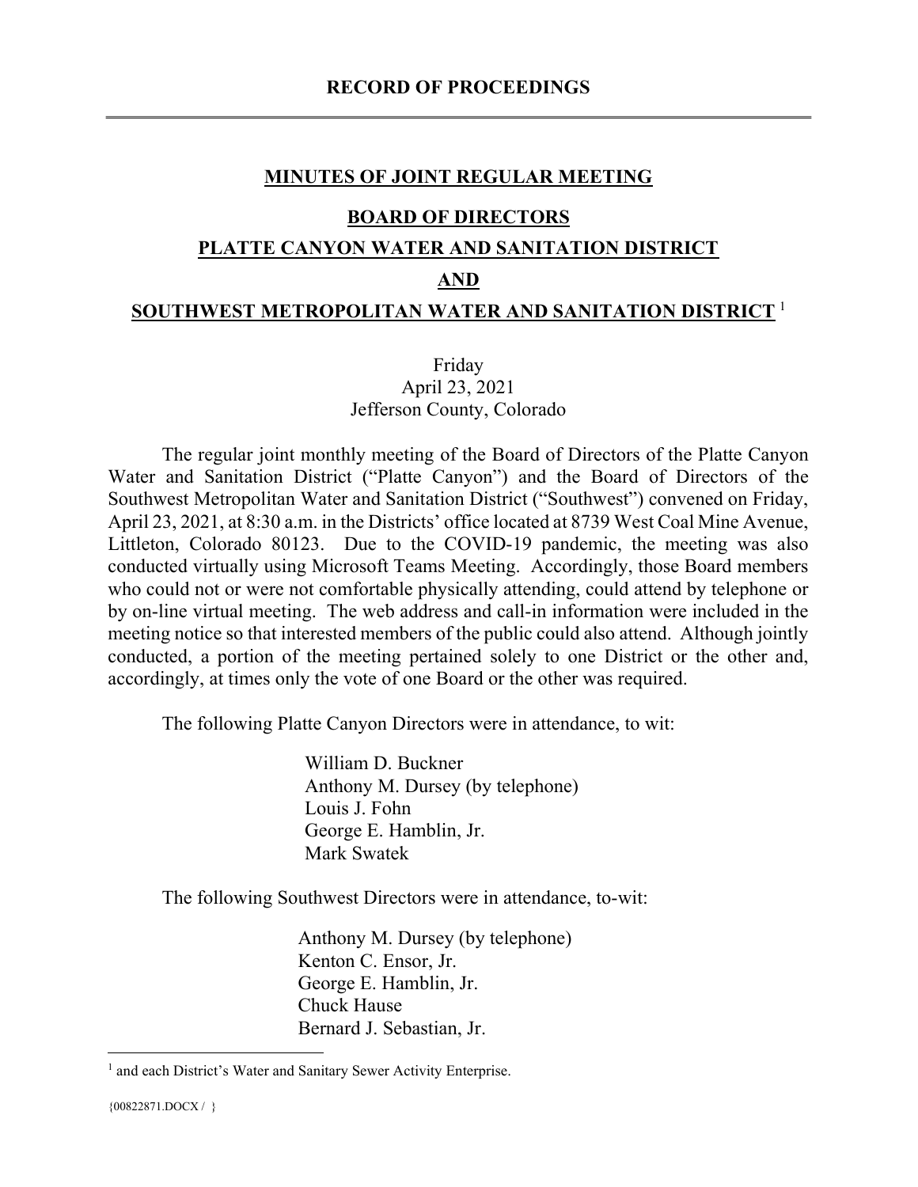# RECORD OF PROCEEDINGS

---

## MINUTES OF JOINT REGULAR MEETING

## BOARD OF DIRECTORS

## PLATTE CANYON WATER AND SANITATION DISTRICT

## AND

## SOUTHWEST METROPOLITAN WATER AND SANITATION DISTRICT [1]

Friday
April 23, 2021
Jefferson County, Colorado

The regular joint monthly meeting of the Board of Directors of the Platte Canyon Water and Sanitation District ("Platte Canyon") and the Board of Directors of the Southwest Metropolitan Water and Sanitation District ("Southwest") convened on Friday, April 23, 2021, at 8:30 a.m. in the Districts' office located at 8739 West Coal Mine Avenue, Littleton, Colorado 80123. Due to the COVID-19 pandemic, the meeting was also conducted virtually using Microsoft Teams Meeting. Accordingly, those Board members who could not or were not comfortable physically attending, could attend by telephone or by on-line virtual meeting. The web address and call-in information were included in the meeting notice so that interested members of the public could also attend. Although jointly conducted, a portion of the meeting pertained solely to one District or the other and, accordingly, at times only the vote of one Board or the other was required.

The following Platte Canyon Directors were in attendance, to wit:

William D. Buckner
Anthony M. Dursey (by telephone)
Louis J. Fohn
George E. Hamblin, Jr.
Mark Swatek

The following Southwest Directors were in attendance, to-wit:

Anthony M. Dursey (by telephone)
Kenton C. Ensor, Jr.
George E. Hamblin, Jr.
Chuck Hause
Bernard J. Sebastian, Jr.

---

[1] and each District's Water and Sanitary Sewer Activity Enterprise.

{00822871.DOCX / }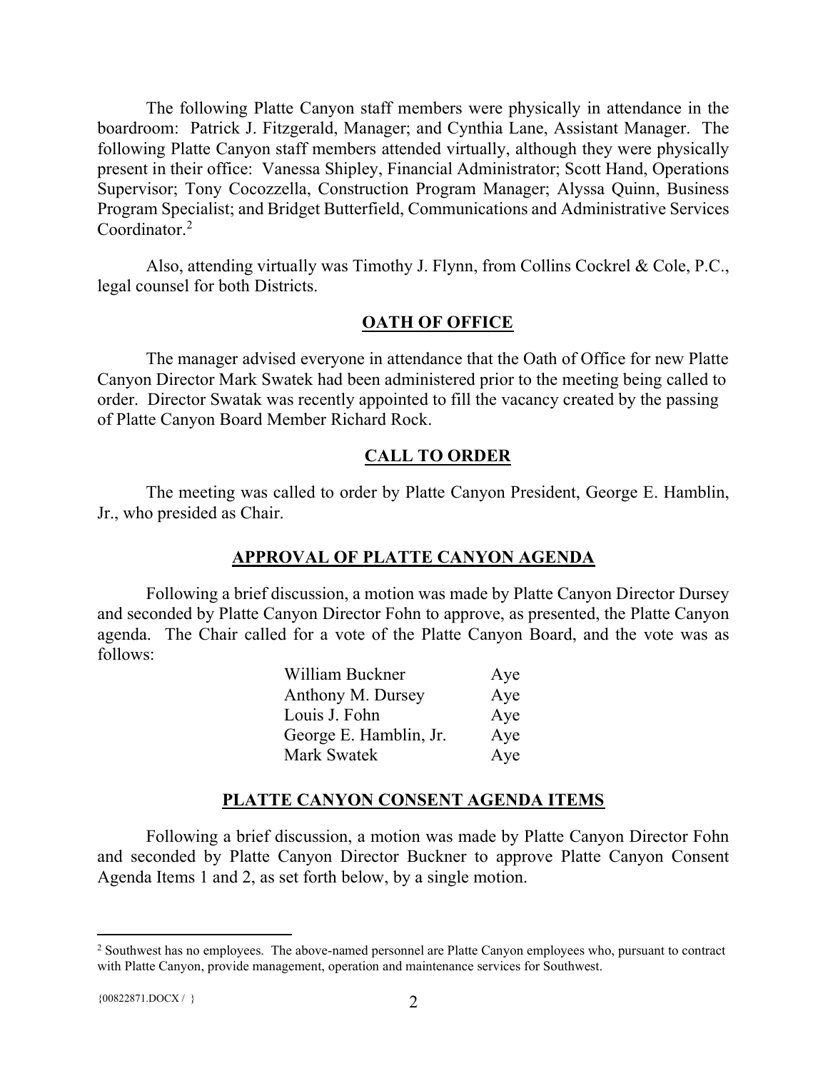The following Platte Canyon staff members were physically in attendance in the boardroom: Patrick J. Fitzgerald, Manager; and Cynthia Lane, Assistant Manager. The following Platte Canyon staff members attended virtually, although they were physically present in their office: Vanessa Shipley, Financial Administrator; Scott Hand, Operations Supervisor; Tony Cocozzella, Construction Program Manager; Alyssa Quinn, Business Program Specialist; and Bridget Butterfield, Communications and Administrative Services Coordinator.[2]

Also, attending virtually was Timothy J. Flynn, from Collins Cockrel & Cole, P.C., legal counsel for both Districts.

## OATH OF OFFICE

The manager advised everyone in attendance that the Oath of Office for new Platte Canyon Director Mark Swatek had been administered prior to the meeting being called to order. Director Swatak was recently appointed to fill the vacancy created by the passing of Platte Canyon Board Member Richard Rock.

## CALL TO ORDER

The meeting was called to order by Platte Canyon President, George E. Hamblin, Jr., who presided as Chair.

## APPROVAL OF PLATTE CANYON AGENDA

Following a brief discussion, a motion was made by Platte Canyon Director Dursey and seconded by Platte Canyon Director Fohn to approve, as presented, the Platte Canyon agenda. The Chair called for a vote of the Platte Canyon Board, and the vote was as follows:

| | |
|---|---|
| William Buckner | Aye |
| Anthony M. Dursey | Aye |
| Louis J. Fohn | Aye |
| George E. Hamblin, Jr. | Aye |
| Mark Swatek | Aye |

## PLATTE CANYON CONSENT AGENDA ITEMS

Following a brief discussion, a motion was made by Platte Canyon Director Fohn and seconded by Platte Canyon Director Buckner to approve Platte Canyon Consent Agenda Items 1 and 2, as set forth below, by a single motion.

---

[2] Southwest has no employees. The above-named personnel are Platte Canyon employees who, pursuant to contract with Platte Canyon, provide management, operation and maintenance services for Southwest.

{00822871.DOCX / }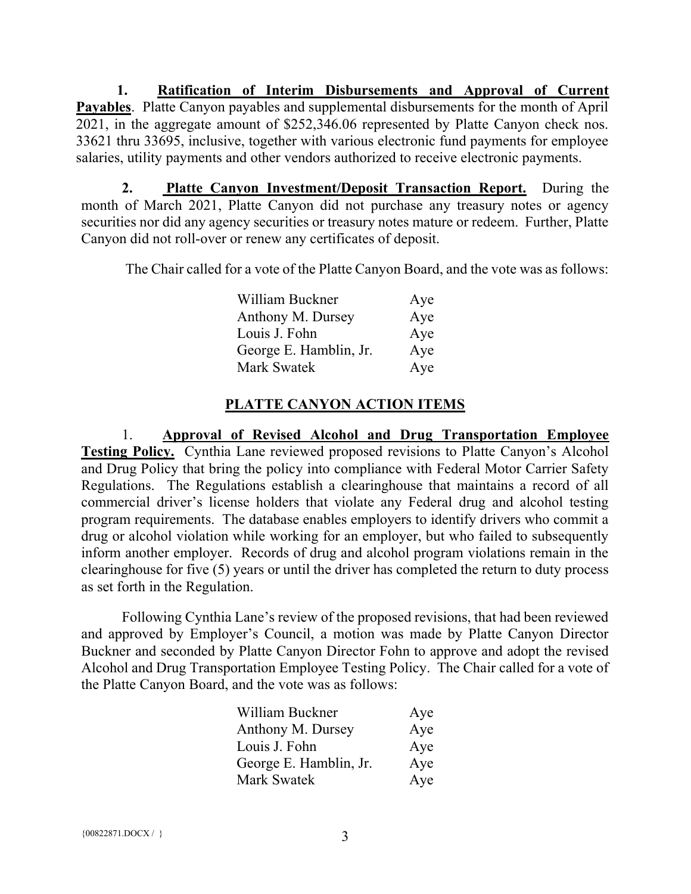**1. Ratification of Interim Disbursements and Approval of Current Payables**. Platte Canyon payables and supplemental disbursements for the month of April 2021, in the aggregate amount of $252,346.06 represented by Platte Canyon check nos. 33621 thru 33695, inclusive, together with various electronic fund payments for employee salaries, utility payments and other vendors authorized to receive electronic payments.

**2. Platte Canyon Investment/Deposit Transaction Report.** During the month of March 2021, Platte Canyon did not purchase any treasury notes or agency securities nor did any agency securities or treasury notes mature or redeem. Further, Platte Canyon did not roll-over or renew any certificates of deposit.

The Chair called for a vote of the Platte Canyon Board, and the vote was as follows:

| | |
|---|---|
| William Buckner | Aye |
| Anthony M. Dursey | Aye |
| Louis J. Fohn | Aye |
| George E. Hamblin, Jr. | Aye |
| Mark Swatek | Aye |

## PLATTE CANYON ACTION ITEMS

1. **Approval of Revised Alcohol and Drug Transportation Employee Testing Policy.** Cynthia Lane reviewed proposed revisions to Platte Canyon's Alcohol and Drug Policy that bring the policy into compliance with Federal Motor Carrier Safety Regulations. The Regulations establish a clearinghouse that maintains a record of all commercial driver's license holders that violate any Federal drug and alcohol testing program requirements. The database enables employers to identify drivers who commit a drug or alcohol violation while working for an employer, but who failed to subsequently inform another employer. Records of drug and alcohol program violations remain in the clearinghouse for five (5) years or until the driver has completed the return to duty process as set forth in the Regulation.

Following Cynthia Lane's review of the proposed revisions, that had been reviewed and approved by Employer's Council, a motion was made by Platte Canyon Director Buckner and seconded by Platte Canyon Director Fohn to approve and adopt the revised Alcohol and Drug Transportation Employee Testing Policy. The Chair called for a vote of the Platte Canyon Board, and the vote was as follows:

| | |
|---|---|
| William Buckner | Aye |
| Anthony M. Dursey | Aye |
| Louis J. Fohn | Aye |
| George E. Hamblin, Jr. | Aye |
| Mark Swatek | Aye |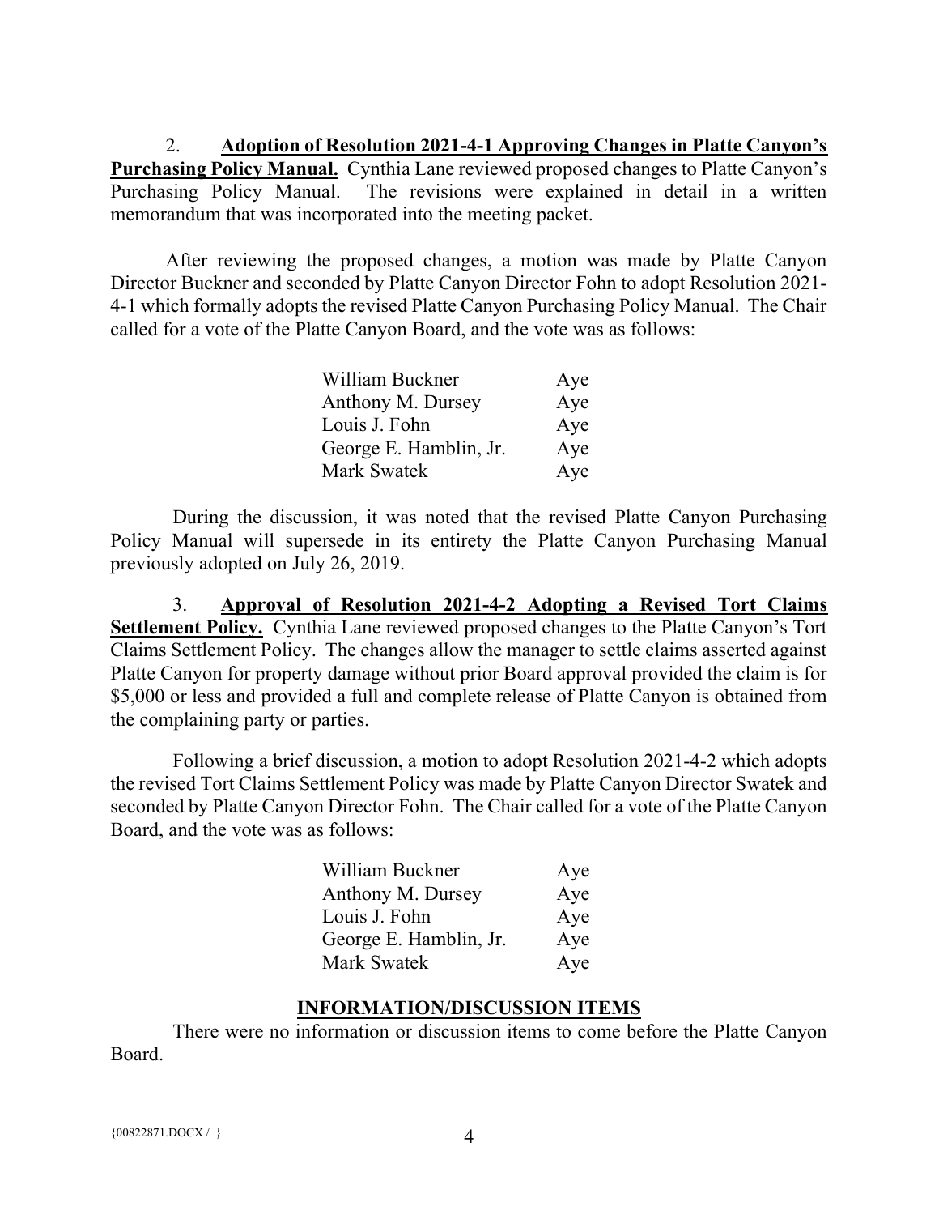2. **Adoption of Resolution 2021-4-1 Approving Changes in Platte Canyon's Purchasing Policy Manual.** Cynthia Lane reviewed proposed changes to Platte Canyon's Purchasing Policy Manual. The revisions were explained in detail in a written memorandum that was incorporated into the meeting packet.

After reviewing the proposed changes, a motion was made by Platte Canyon Director Buckner and seconded by Platte Canyon Director Fohn to adopt Resolution 2021-4-1 which formally adopts the revised Platte Canyon Purchasing Policy Manual. The Chair called for a vote of the Platte Canyon Board, and the vote was as follows:

| | |
|---|---|
| William Buckner | Aye |
| Anthony M. Dursey | Aye |
| Louis J. Fohn | Aye |
| George E. Hamblin, Jr. | Aye |
| Mark Swatek | Aye |

During the discussion, it was noted that the revised Platte Canyon Purchasing Policy Manual will supersede in its entirety the Platte Canyon Purchasing Manual previously adopted on July 26, 2019.

3. **Approval of Resolution 2021-4-2 Adopting a Revised Tort Claims Settlement Policy.** Cynthia Lane reviewed proposed changes to the Platte Canyon's Tort Claims Settlement Policy. The changes allow the manager to settle claims asserted against Platte Canyon for property damage without prior Board approval provided the claim is for $5,000 or less and provided a full and complete release of Platte Canyon is obtained from the complaining party or parties.

Following a brief discussion, a motion to adopt Resolution 2021-4-2 which adopts the revised Tort Claims Settlement Policy was made by Platte Canyon Director Swatek and seconded by Platte Canyon Director Fohn. The Chair called for a vote of the Platte Canyon Board, and the vote was as follows:

| | |
|---|---|
| William Buckner | Aye |
| Anthony M. Dursey | Aye |
| Louis J. Fohn | Aye |
| George E. Hamblin, Jr. | Aye |
| Mark Swatek | Aye |

## INFORMATION/DISCUSSION ITEMS

There were no information or discussion items to come before the Platte Canyon Board.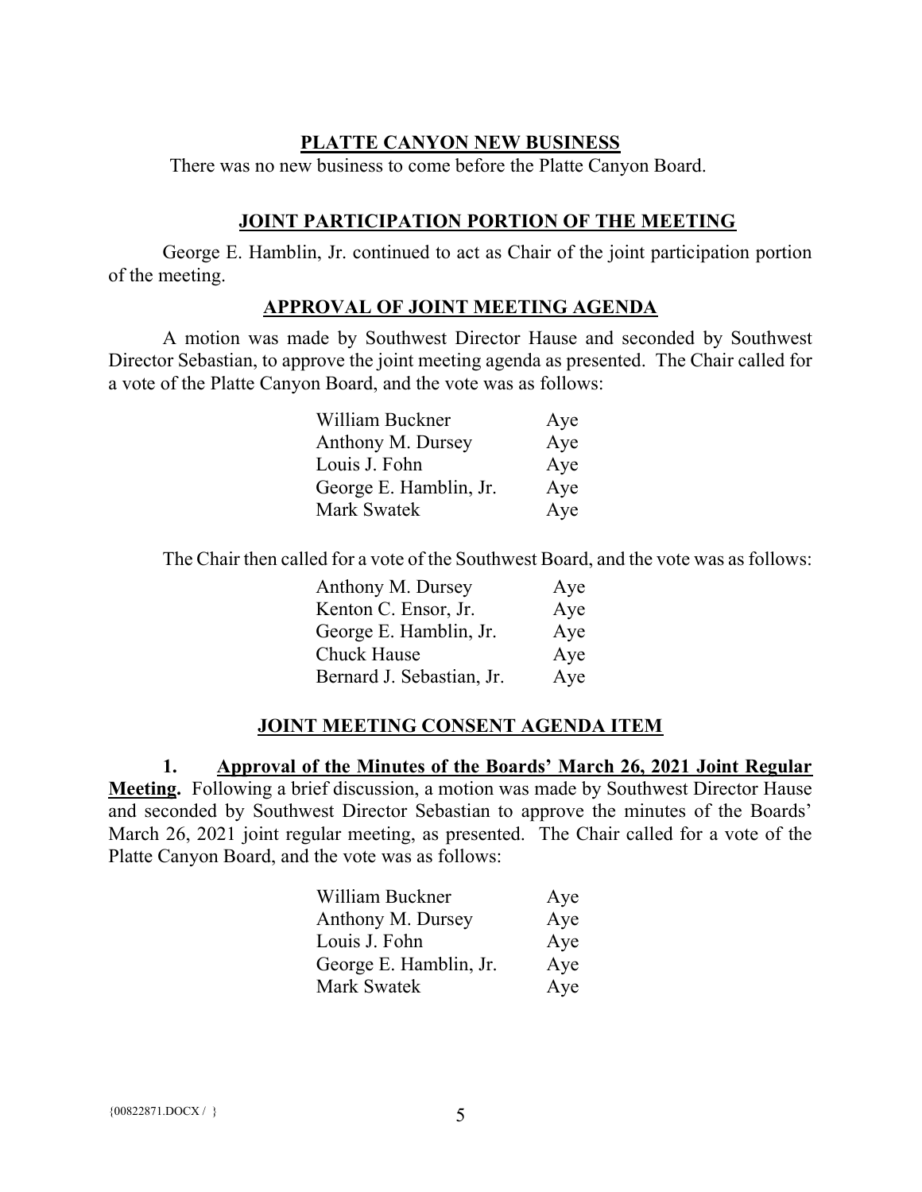## PLATTE CANYON NEW BUSINESS

There was no new business to come before the Platte Canyon Board.

## JOINT PARTICIPATION PORTION OF THE MEETING

George E. Hamblin, Jr. continued to act as Chair of the joint participation portion of the meeting.

## APPROVAL OF JOINT MEETING AGENDA

A motion was made by Southwest Director Hause and seconded by Southwest Director Sebastian, to approve the joint meeting agenda as presented. The Chair called for a vote of the Platte Canyon Board, and the vote was as follows:

| | |
|---|---|
| William Buckner | Aye |
| Anthony M. Dursey | Aye |
| Louis J. Fohn | Aye |
| George E. Hamblin, Jr. | Aye |
| Mark Swatek | Aye |

The Chair then called for a vote of the Southwest Board, and the vote was as follows:

| | |
|---|---|
| Anthony M. Dursey | Aye |
| Kenton C. Ensor, Jr. | Aye |
| George E. Hamblin, Jr. | Aye |
| Chuck Hause | Aye |
| Bernard J. Sebastian, Jr. | Aye |

## JOINT MEETING CONSENT AGENDA ITEM

**1. Approval of the Minutes of the Boards' March 26, 2021 Joint Regular Meeting.** Following a brief discussion, a motion was made by Southwest Director Hause and seconded by Southwest Director Sebastian to approve the minutes of the Boards' March 26, 2021 joint regular meeting, as presented. The Chair called for a vote of the Platte Canyon Board, and the vote was as follows:

| | |
|---|---|
| William Buckner | Aye |
| Anthony M. Dursey | Aye |
| Louis J. Fohn | Aye |
| George E. Hamblin, Jr. | Aye |
| Mark Swatek | Aye |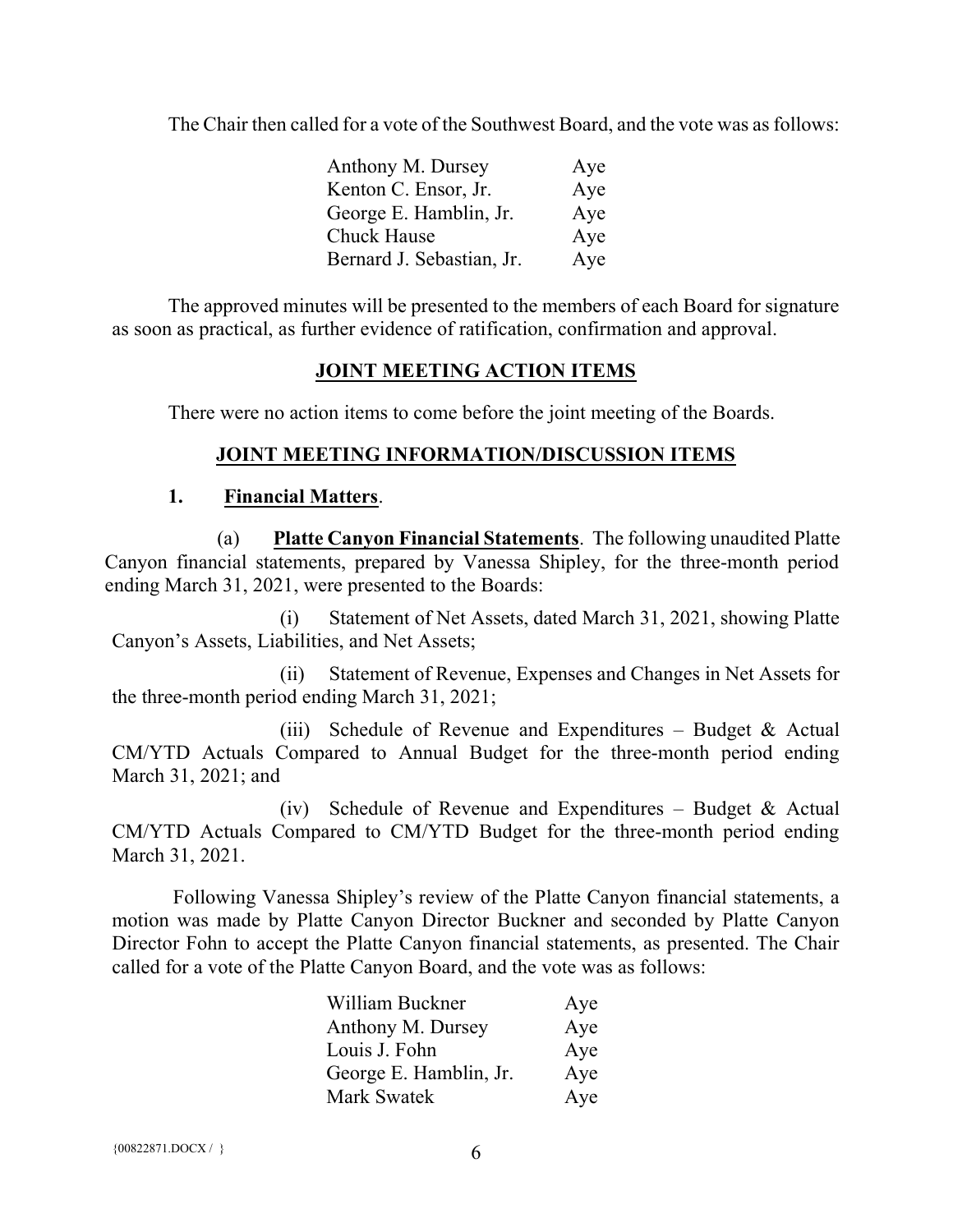The Chair then called for a vote of the Southwest Board, and the vote was as follows:

| | |
|---|---|
| Anthony M. Dursey | Aye |
| Kenton C. Ensor, Jr. | Aye |
| George E. Hamblin, Jr. | Aye |
| Chuck Hause | Aye |
| Bernard J. Sebastian, Jr. | Aye |

The approved minutes will be presented to the members of each Board for signature as soon as practical, as further evidence of ratification, confirmation and approval.

## JOINT MEETING ACTION ITEMS

There were no action items to come before the joint meeting of the Boards.

## JOINT MEETING INFORMATION/DISCUSSION ITEMS

**1. Financial Matters**.

(a) **Platte Canyon Financial Statements**. The following unaudited Platte Canyon financial statements, prepared by Vanessa Shipley, for the three-month period ending March 31, 2021, were presented to the Boards:

(i) Statement of Net Assets, dated March 31, 2021, showing Platte Canyon's Assets, Liabilities, and Net Assets;

(ii) Statement of Revenue, Expenses and Changes in Net Assets for the three-month period ending March 31, 2021;

(iii) Schedule of Revenue and Expenditures – Budget & Actual CM/YTD Actuals Compared to Annual Budget for the three-month period ending March 31, 2021; and

(iv) Schedule of Revenue and Expenditures – Budget & Actual CM/YTD Actuals Compared to CM/YTD Budget for the three-month period ending March 31, 2021.

Following Vanessa Shipley's review of the Platte Canyon financial statements, a motion was made by Platte Canyon Director Buckner and seconded by Platte Canyon Director Fohn to accept the Platte Canyon financial statements, as presented. The Chair called for a vote of the Platte Canyon Board, and the vote was as follows:

| | |
|---|---|
| William Buckner | Aye |
| Anthony M. Dursey | Aye |
| Louis J. Fohn | Aye |
| George E. Hamblin, Jr. | Aye |
| Mark Swatek | Aye |

{00822871.DOCX / }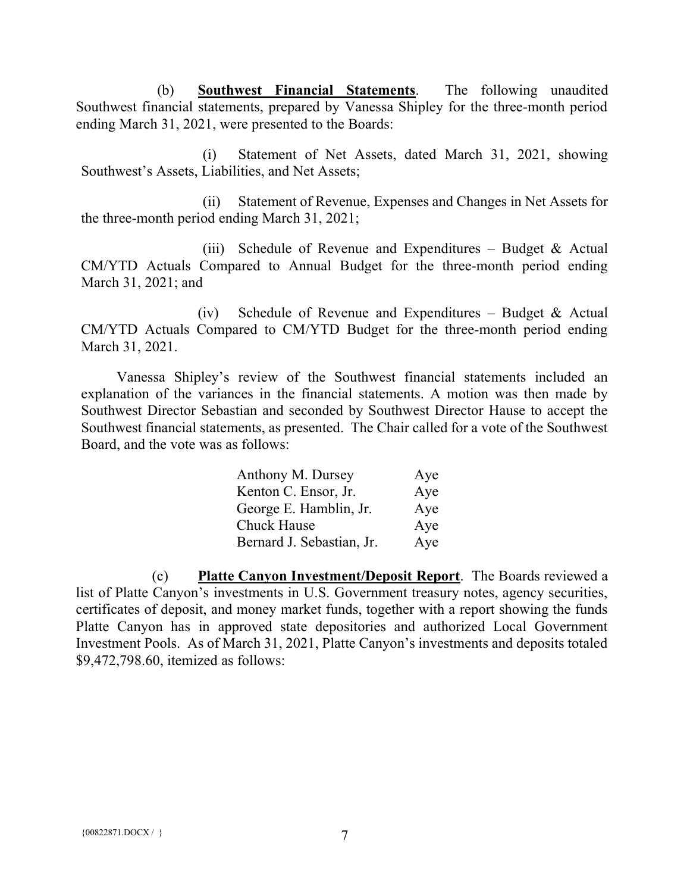(b) **Southwest Financial Statements**. The following unaudited Southwest financial statements, prepared by Vanessa Shipley for the three-month period ending March 31, 2021, were presented to the Boards:

(i) Statement of Net Assets, dated March 31, 2021, showing Southwest's Assets, Liabilities, and Net Assets;

(ii) Statement of Revenue, Expenses and Changes in Net Assets for the three-month period ending March 31, 2021;

(iii) Schedule of Revenue and Expenditures – Budget & Actual CM/YTD Actuals Compared to Annual Budget for the three-month period ending March 31, 2021; and

(iv) Schedule of Revenue and Expenditures – Budget & Actual CM/YTD Actuals Compared to CM/YTD Budget for the three-month period ending March 31, 2021.

Vanessa Shipley's review of the Southwest financial statements included an explanation of the variances in the financial statements. A motion was then made by Southwest Director Sebastian and seconded by Southwest Director Hause to accept the Southwest financial statements, as presented. The Chair called for a vote of the Southwest Board, and the vote was as follows:

| | |
|---|---|
| Anthony M. Dursey | Aye |
| Kenton C. Ensor, Jr. | Aye |
| George E. Hamblin, Jr. | Aye |
| Chuck Hause | Aye |
| Bernard J. Sebastian, Jr. | Aye |

(c) **Platte Canyon Investment/Deposit Report**. The Boards reviewed a list of Platte Canyon's investments in U.S. Government treasury notes, agency securities, certificates of deposit, and money market funds, together with a report showing the funds Platte Canyon has in approved state depositories and authorized Local Government Investment Pools. As of March 31, 2021, Platte Canyon's investments and deposits totaled $9,472,798.60, itemized as follows: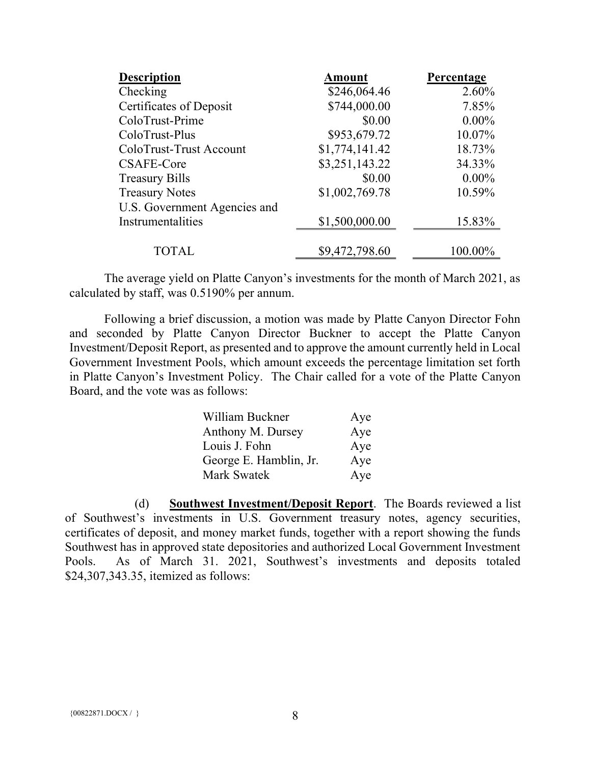| Description | Amount | Percentage |
|---|---|---|
| Checking | $246,064.46 | 2.60% |
| Certificates of Deposit | $744,000.00 | 7.85% |
| ColoTrust-Prime | $0.00 | 0.00% |
| ColoTrust-Plus | $953,679.72 | 10.07% |
| ColoTrust-Trust Account | $1,774,141.42 | 18.73% |
| CSAFE-Core | $3,251,143.22 | 34.33% |
| Treasury Bills | $0.00 | 0.00% |
| Treasury Notes | $1,002,769.78 | 10.59% |
| U.S. Government Agencies and Instrumentalities | $1,500,000.00 | 15.83% |
| TOTAL | $9,472,798.60 | 100.00% |

The average yield on Platte Canyon's investments for the month of March 2021, as calculated by staff, was 0.5190% per annum.

Following a brief discussion, a motion was made by Platte Canyon Director Fohn and seconded by Platte Canyon Director Buckner to accept the Platte Canyon Investment/Deposit Report, as presented and to approve the amount currently held in Local Government Investment Pools, which amount exceeds the percentage limitation set forth in Platte Canyon's Investment Policy. The Chair called for a vote of the Platte Canyon Board, and the vote was as follows:

| | |
|---|---|
| William Buckner | Aye |
| Anthony M. Dursey | Aye |
| Louis J. Fohn | Aye |
| George E. Hamblin, Jr. | Aye |
| Mark Swatek | Aye |

(d) **Southwest Investment/Deposit Report**. The Boards reviewed a list of Southwest's investments in U.S. Government treasury notes, agency securities, certificates of deposit, and money market funds, together with a report showing the funds Southwest has in approved state depositories and authorized Local Government Investment Pools. As of March 31. 2021, Southwest's investments and deposits totaled $24,307,343.35, itemized as follows: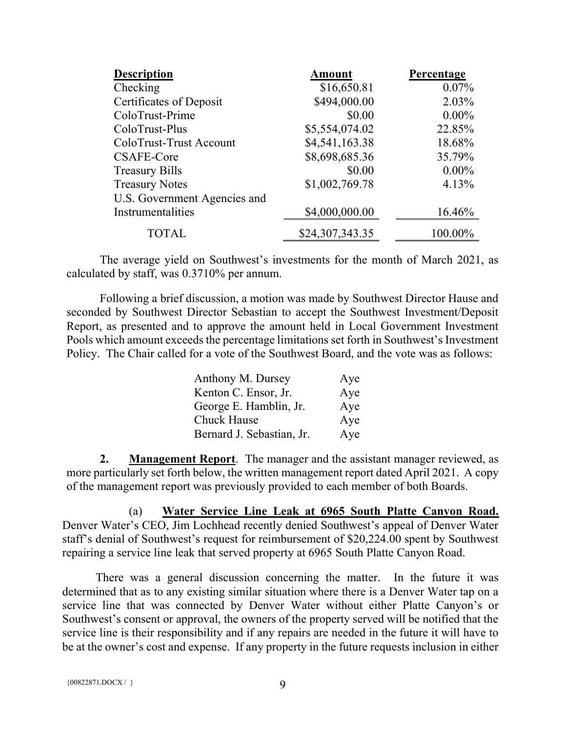| Description | Amount | Percentage |
|---|---:|---:|
| Checking | $16,650.81 | 0.07% |
| Certificates of Deposit | $494,000.00 | 2.03% |
| ColoTrust-Prime | $0.00 | 0.00% |
| ColoTrust-Plus | $5,554,074.02 | 22.85% |
| ColoTrust-Trust Account | $4,541,163.38 | 18.68% |
| CSAFE-Core | $8,698,685.36 | 35.79% |
| Treasury Bills | $0.00 | 0.00% |
| Treasury Notes | $1,002,769.78 | 4.13% |
| U.S. Government Agencies and Instrumentalities | $4,000,000.00 | 16.46% |
| TOTAL | $24,307,343.35 | 100.00% |

The average yield on Southwest's investments for the month of March 2021, as calculated by staff, was 0.3710% per annum.

Following a brief discussion, a motion was made by Southwest Director Hause and seconded by Southwest Director Sebastian to accept the Southwest Investment/Deposit Report, as presented and to approve the amount held in Local Government Investment Pools which amount exceeds the percentage limitations set forth in Southwest's Investment Policy. The Chair called for a vote of the Southwest Board, and the vote was as follows:

| | |
|---|---|
| Anthony M. Dursey | Aye |
| Kenton C. Ensor, Jr. | Aye |
| George E. Hamblin, Jr. | Aye |
| Chuck Hause | Aye |
| Bernard J. Sebastian, Jr. | Aye |

**2. Management Report**. The manager and the assistant manager reviewed, as more particularly set forth below, the written management report dated April 2021. A copy of the management report was previously provided to each member of both Boards.

(a) **Water Service Line Leak at 6965 South Platte Canyon Road.** Denver Water's CEO, Jim Lochhead recently denied Southwest's appeal of Denver Water staff's denial of Southwest's request for reimbursement of $20,224.00 spent by Southwest repairing a service line leak that served property at 6965 South Platte Canyon Road.

There was a general discussion concerning the matter. In the future it was determined that as to any existing similar situation where there is a Denver Water tap on a service line that was connected by Denver Water without either Platte Canyon's or Southwest's consent or approval, the owners of the property served will be notified that the service line is their responsibility and if any repairs are needed in the future it will have to be at the owner's cost and expense. If any property in the future requests inclusion in either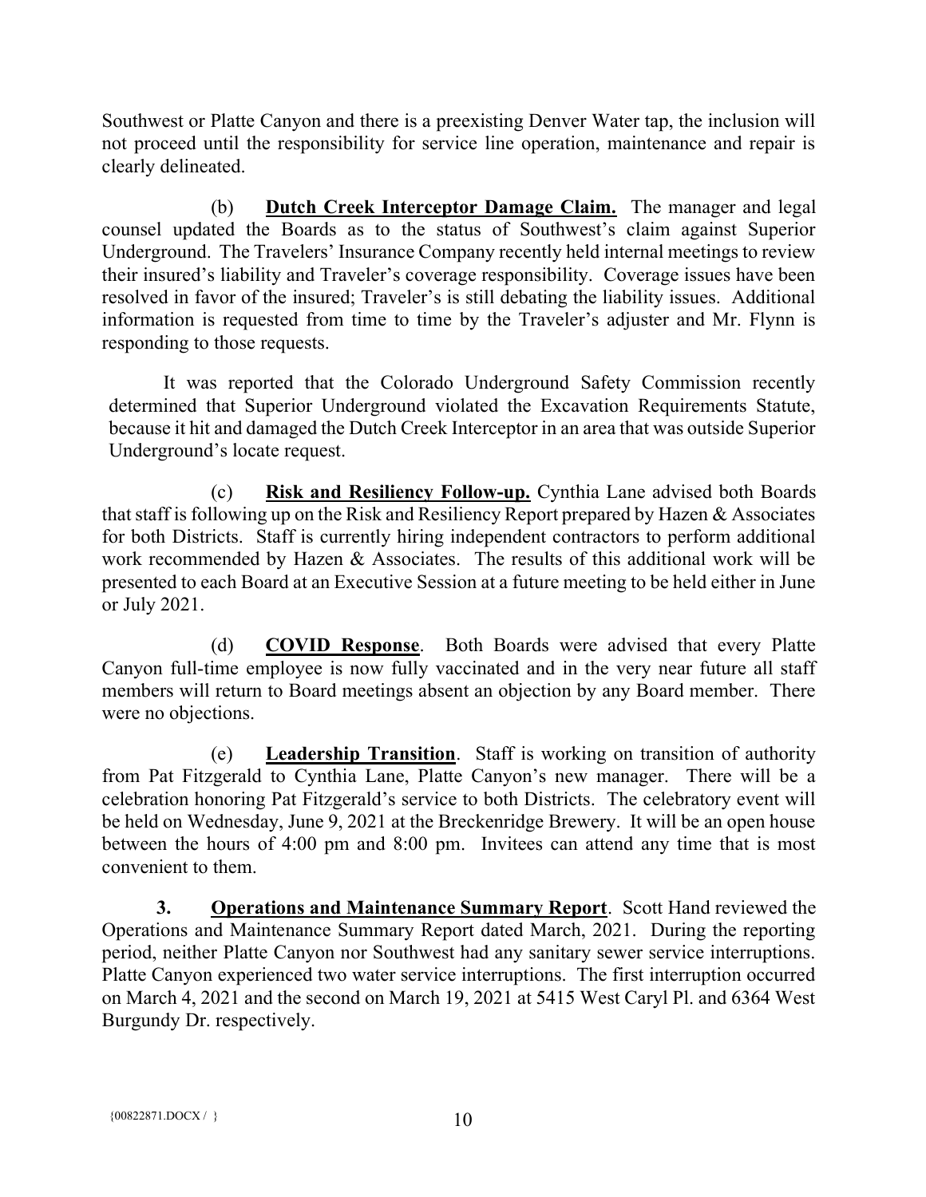Southwest or Platte Canyon and there is a preexisting Denver Water tap, the inclusion will not proceed until the responsibility for service line operation, maintenance and repair is clearly delineated.

(b) **Dutch Creek Interceptor Damage Claim.** The manager and legal counsel updated the Boards as to the status of Southwest's claim against Superior Underground. The Travelers' Insurance Company recently held internal meetings to review their insured's liability and Traveler's coverage responsibility. Coverage issues have been resolved in favor of the insured; Traveler's is still debating the liability issues. Additional information is requested from time to time by the Traveler's adjuster and Mr. Flynn is responding to those requests.

It was reported that the Colorado Underground Safety Commission recently determined that Superior Underground violated the Excavation Requirements Statute, because it hit and damaged the Dutch Creek Interceptor in an area that was outside Superior Underground's locate request.

(c) **Risk and Resiliency Follow-up.** Cynthia Lane advised both Boards that staff is following up on the Risk and Resiliency Report prepared by Hazen & Associates for both Districts. Staff is currently hiring independent contractors to perform additional work recommended by Hazen & Associates. The results of this additional work will be presented to each Board at an Executive Session at a future meeting to be held either in June or July 2021.

(d) **COVID Response**. Both Boards were advised that every Platte Canyon full-time employee is now fully vaccinated and in the very near future all staff members will return to Board meetings absent an objection by any Board member. There were no objections.

(e) **Leadership Transition**. Staff is working on transition of authority from Pat Fitzgerald to Cynthia Lane, Platte Canyon's new manager. There will be a celebration honoring Pat Fitzgerald's service to both Districts. The celebratory event will be held on Wednesday, June 9, 2021 at the Breckenridge Brewery. It will be an open house between the hours of 4:00 pm and 8:00 pm. Invitees can attend any time that is most convenient to them.

**3. Operations and Maintenance Summary Report**. Scott Hand reviewed the Operations and Maintenance Summary Report dated March, 2021. During the reporting period, neither Platte Canyon nor Southwest had any sanitary sewer service interruptions. Platte Canyon experienced two water service interruptions. The first interruption occurred on March 4, 2021 and the second on March 19, 2021 at 5415 West Caryl Pl. and 6364 West Burgundy Dr. respectively.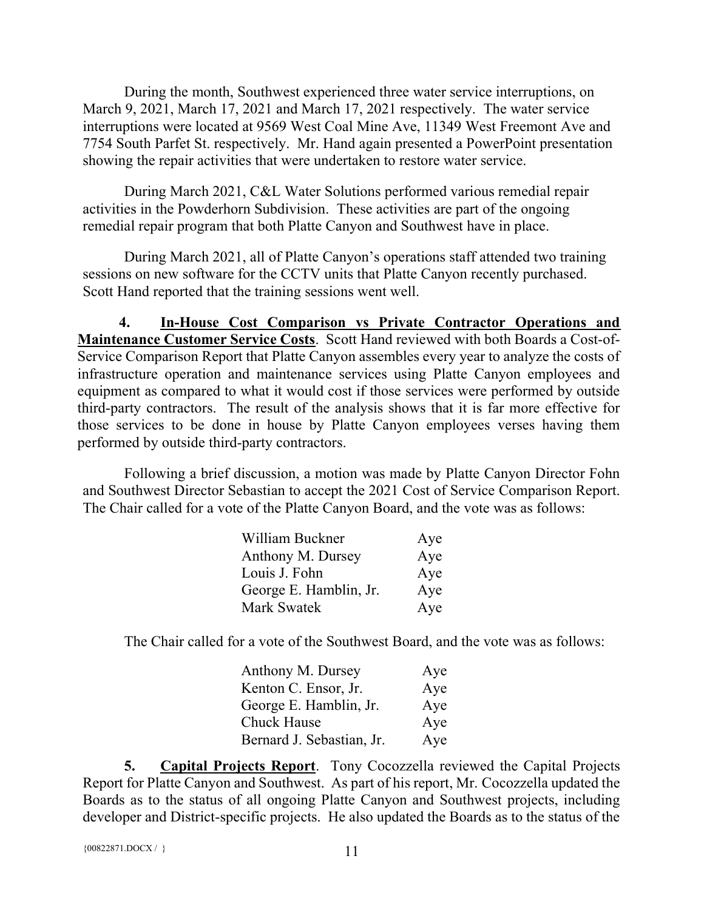During the month, Southwest experienced three water service interruptions, on March 9, 2021, March 17, 2021 and March 17, 2021 respectively. The water service interruptions were located at 9569 West Coal Mine Ave, 11349 West Freemont Ave and 7754 South Parfet St. respectively. Mr. Hand again presented a PowerPoint presentation showing the repair activities that were undertaken to restore water service.

During March 2021, C&L Water Solutions performed various remedial repair activities in the Powderhorn Subdivision. These activities are part of the ongoing remedial repair program that both Platte Canyon and Southwest have in place.

During March 2021, all of Platte Canyon's operations staff attended two training sessions on new software for the CCTV units that Platte Canyon recently purchased. Scott Hand reported that the training sessions went well.

**4. <u>In-House Cost Comparison vs Private Contractor Operations and Maintenance Customer Service Costs</u>**. Scott Hand reviewed with both Boards a Cost-of-Service Comparison Report that Platte Canyon assembles every year to analyze the costs of infrastructure operation and maintenance services using Platte Canyon employees and equipment as compared to what it would cost if those services were performed by outside third-party contractors. The result of the analysis shows that it is far more effective for those services to be done in house by Platte Canyon employees verses having them performed by outside third-party contractors.

Following a brief discussion, a motion was made by Platte Canyon Director Fohn and Southwest Director Sebastian to accept the 2021 Cost of Service Comparison Report. The Chair called for a vote of the Platte Canyon Board, and the vote was as follows:

| | |
|---|---|
| William Buckner | Aye |
| Anthony M. Dursey | Aye |
| Louis J. Fohn | Aye |
| George E. Hamblin, Jr. | Aye |
| Mark Swatek | Aye |

The Chair called for a vote of the Southwest Board, and the vote was as follows:

| | |
|---|---|
| Anthony M. Dursey | Aye |
| Kenton C. Ensor, Jr. | Aye |
| George E. Hamblin, Jr. | Aye |
| Chuck Hause | Aye |
| Bernard J. Sebastian, Jr. | Aye |

**5. <u>Capital Projects Report</u>**. Tony Cocozzella reviewed the Capital Projects Report for Platte Canyon and Southwest. As part of his report, Mr. Cocozzella updated the Boards as to the status of all ongoing Platte Canyon and Southwest projects, including developer and District-specific projects. He also updated the Boards as to the status of the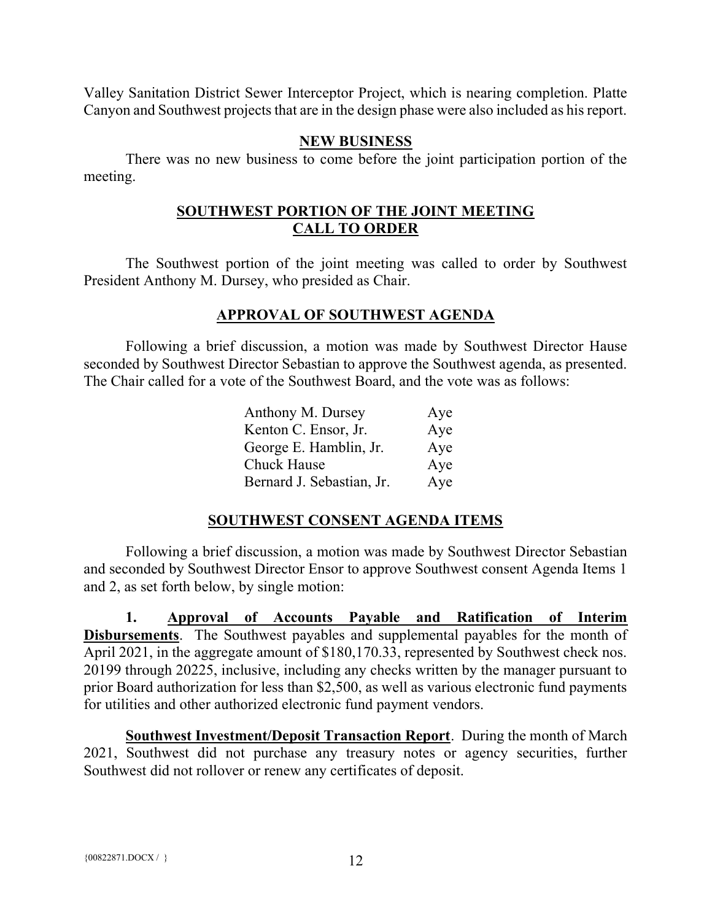Valley Sanitation District Sewer Interceptor Project, which is nearing completion. Platte Canyon and Southwest projects that are in the design phase were also included as his report.

## NEW BUSINESS

There was no new business to come before the joint participation portion of the meeting.

## SOUTHWEST PORTION OF THE JOINT MEETING CALL TO ORDER

The Southwest portion of the joint meeting was called to order by Southwest President Anthony M. Dursey, who presided as Chair.

## APPROVAL OF SOUTHWEST AGENDA

Following a brief discussion, a motion was made by Southwest Director Hause seconded by Southwest Director Sebastian to approve the Southwest agenda, as presented. The Chair called for a vote of the Southwest Board, and the vote was as follows:

| | |
|---|---|
| Anthony M. Dursey | Aye |
| Kenton C. Ensor, Jr. | Aye |
| George E. Hamblin, Jr. | Aye |
| Chuck Hause | Aye |
| Bernard J. Sebastian, Jr. | Aye |

## SOUTHWEST CONSENT AGENDA ITEMS

Following a brief discussion, a motion was made by Southwest Director Sebastian and seconded by Southwest Director Ensor to approve Southwest consent Agenda Items 1 and 2, as set forth below, by single motion:

**1. Approval of Accounts Payable and Ratification of Interim Disbursements**. The Southwest payables and supplemental payables for the month of April 2021, in the aggregate amount of $180,170.33, represented by Southwest check nos. 20199 through 20225, inclusive, including any checks written by the manager pursuant to prior Board authorization for less than $2,500, as well as various electronic fund payments for utilities and other authorized electronic fund payment vendors.

**Southwest Investment/Deposit Transaction Report**. During the month of March 2021, Southwest did not purchase any treasury notes or agency securities, further Southwest did not rollover or renew any certificates of deposit.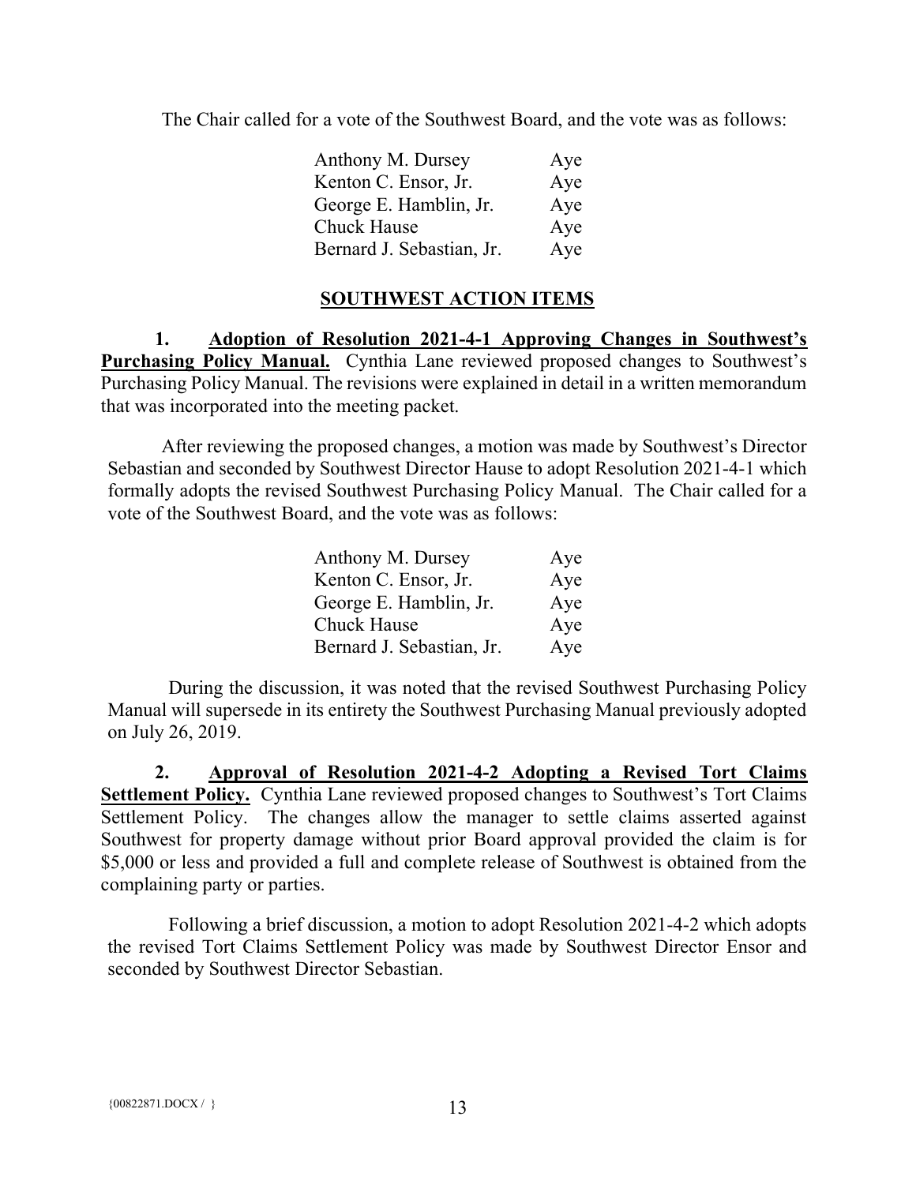The Chair called for a vote of the Southwest Board, and the vote was as follows:

| | |
|---|---|
| Anthony M. Dursey | Aye |
| Kenton C. Ensor, Jr. | Aye |
| George E. Hamblin, Jr. | Aye |
| Chuck Hause | Aye |
| Bernard J. Sebastian, Jr. | Aye |

## SOUTHWEST ACTION ITEMS

**1. Adoption of Resolution 2021-4-1 Approving Changes in Southwest's Purchasing Policy Manual.** Cynthia Lane reviewed proposed changes to Southwest's Purchasing Policy Manual. The revisions were explained in detail in a written memorandum that was incorporated into the meeting packet.

After reviewing the proposed changes, a motion was made by Southwest's Director Sebastian and seconded by Southwest Director Hause to adopt Resolution 2021-4-1 which formally adopts the revised Southwest Purchasing Policy Manual. The Chair called for a vote of the Southwest Board, and the vote was as follows:

| | |
|---|---|
| Anthony M. Dursey | Aye |
| Kenton C. Ensor, Jr. | Aye |
| George E. Hamblin, Jr. | Aye |
| Chuck Hause | Aye |
| Bernard J. Sebastian, Jr. | Aye |

During the discussion, it was noted that the revised Southwest Purchasing Policy Manual will supersede in its entirety the Southwest Purchasing Manual previously adopted on July 26, 2019.

**2. Approval of Resolution 2021-4-2 Adopting a Revised Tort Claims Settlement Policy.** Cynthia Lane reviewed proposed changes to Southwest's Tort Claims Settlement Policy. The changes allow the manager to settle claims asserted against Southwest for property damage without prior Board approval provided the claim is for $5,000 or less and provided a full and complete release of Southwest is obtained from the complaining party or parties.

Following a brief discussion, a motion to adopt Resolution 2021-4-2 which adopts the revised Tort Claims Settlement Policy was made by Southwest Director Ensor and seconded by Southwest Director Sebastian.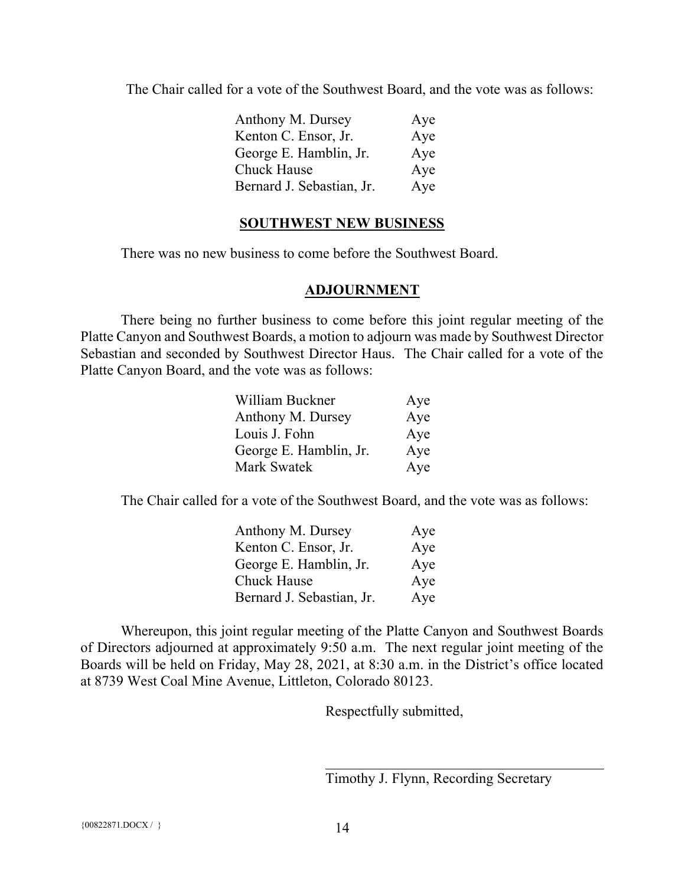The Chair called for a vote of the Southwest Board, and the vote was as follows:

| | |
|---|---|
| Anthony M. Dursey | Aye |
| Kenton C. Ensor, Jr. | Aye |
| George E. Hamblin, Jr. | Aye |
| Chuck Hause | Aye |
| Bernard J. Sebastian, Jr. | Aye |

## SOUTHWEST NEW BUSINESS

There was no new business to come before the Southwest Board.

## ADJOURNMENT

There being no further business to come before this joint regular meeting of the Platte Canyon and Southwest Boards, a motion to adjourn was made by Southwest Director Sebastian and seconded by Southwest Director Haus. The Chair called for a vote of the Platte Canyon Board, and the vote was as follows:

| | |
|---|---|
| William Buckner | Aye |
| Anthony M. Dursey | Aye |
| Louis J. Fohn | Aye |
| George E. Hamblin, Jr. | Aye |
| Mark Swatek | Aye |

The Chair called for a vote of the Southwest Board, and the vote was as follows:

| | |
|---|---|
| Anthony M. Dursey | Aye |
| Kenton C. Ensor, Jr. | Aye |
| George E. Hamblin, Jr. | Aye |
| Chuck Hause | Aye |
| Bernard J. Sebastian, Jr. | Aye |

Whereupon, this joint regular meeting of the Platte Canyon and Southwest Boards of Directors adjourned at approximately 9:50 a.m. The next regular joint meeting of the Boards will be held on Friday, May 28, 2021, at 8:30 a.m. in the District's office located at 8739 West Coal Mine Avenue, Littleton, Colorado 80123.

Respectfully submitted,

\_\_\_\_\_\_\_\_\_\_\_\_\_\_\_\_\_\_\_\_\_\_\_\_\_\_\_\_\_\_\_\_\_\_\_\_\_\_\_\_

Timothy J. Flynn, Recording Secretary

{00822871.DOCX / }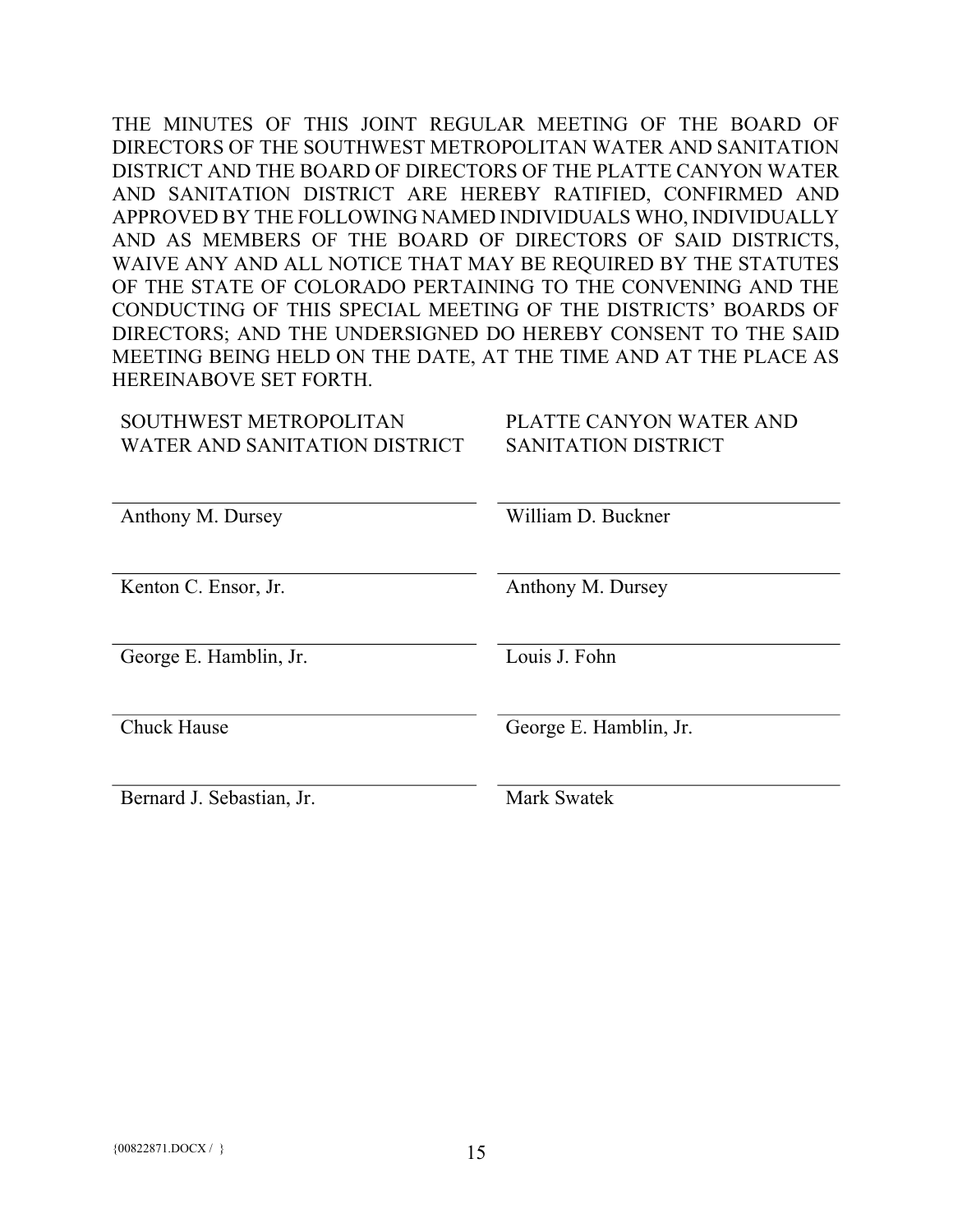THE MINUTES OF THIS JOINT REGULAR MEETING OF THE BOARD OF DIRECTORS OF THE SOUTHWEST METROPOLITAN WATER AND SANITATION DISTRICT AND THE BOARD OF DIRECTORS OF THE PLATTE CANYON WATER AND SANITATION DISTRICT ARE HEREBY RATIFIED, CONFIRMED AND APPROVED BY THE FOLLOWING NAMED INDIVIDUALS WHO, INDIVIDUALLY AND AS MEMBERS OF THE BOARD OF DIRECTORS OF SAID DISTRICTS, WAIVE ANY AND ALL NOTICE THAT MAY BE REQUIRED BY THE STATUTES OF THE STATE OF COLORADO PERTAINING TO THE CONVENING AND THE CONDUCTING OF THIS SPECIAL MEETING OF THE DISTRICTS' BOARDS OF DIRECTORS; AND THE UNDERSIGNED DO HEREBY CONSENT TO THE SAID MEETING BEING HELD ON THE DATE, AT THE TIME AND AT THE PLACE AS HEREINABOVE SET FORTH.

| SOUTHWEST METROPOLITAN WATER AND SANITATION DISTRICT | PLATTE CANYON WATER AND SANITATION DISTRICT |
| --- | --- |
| Anthony M. Dursey | William D. Buckner |
| Kenton C. Ensor, Jr. | Anthony M. Dursey |
| George E. Hamblin, Jr. | Louis J. Fohn |
| Chuck Hause | George E. Hamblin, Jr. |
| Bernard J. Sebastian, Jr. | Mark Swatek |

{00822871.DOCX / }